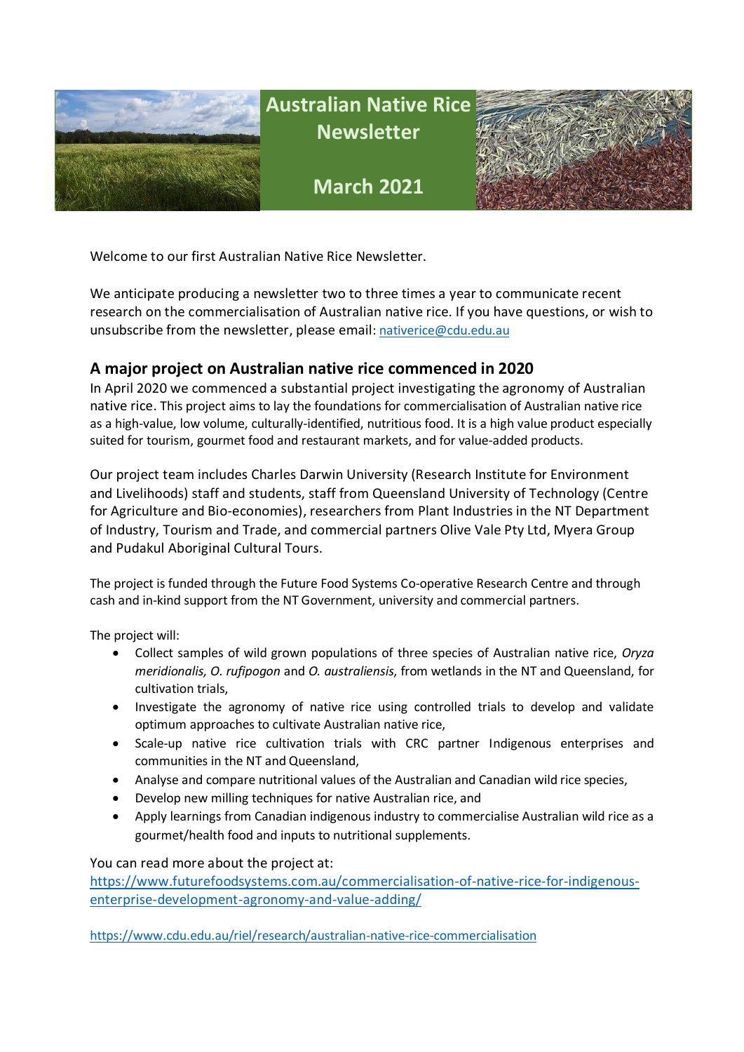# Australian Native Rice Newsletter

**March 2021**

Welcome to our first Australian Native Rice Newsletter.

We anticipate producing a newsletter two to three times a year to communicate recent research on the commercialisation of Australian native rice. If you have questions, or wish to unsubscribe from the newsletter, please email: nativerice@cdu.edu.au

## A major project on Australian native rice commenced in 2020

In April 2020 we commenced a substantial project investigating the agronomy of Australian native rice. This project aims to lay the foundations for commercialisation of Australian native rice as a high-value, low volume, culturally-identified, nutritious food. It is a high value product especially suited for tourism, gourmet food and restaurant markets, and for value-added products.

Our project team includes Charles Darwin University (Research Institute for Environment and Livelihoods) staff and students, staff from Queensland University of Technology (Centre for Agriculture and Bio-economies), researchers from Plant Industries in the NT Department of Industry, Tourism and Trade, and commercial partners Olive Vale Pty Ltd, Myera Group and Pudakul Aboriginal Cultural Tours.

The project is funded through the Future Food Systems Co-operative Research Centre and through cash and in-kind support from the NT Government, university and commercial partners.

The project will:

- Collect samples of wild grown populations of three species of Australian native rice, *Oryza meridionalis, O. rufipogon* and *O. australiensis*, from wetlands in the NT and Queensland, for cultivation trials,
- Investigate the agronomy of native rice using controlled trials to develop and validate optimum approaches to cultivate Australian native rice,
- Scale-up native rice cultivation trials with CRC partner Indigenous enterprises and communities in the NT and Queensland,
- Analyse and compare nutritional values of the Australian and Canadian wild rice species,
- Develop new milling techniques for native Australian rice, and
- Apply learnings from Canadian indigenous industry to commercialise Australian wild rice as a gourmet/health food and inputs to nutritional supplements.

You can read more about the project at:
https://www.futurefoodsystems.com.au/commercialisation-of-native-rice-for-indigenous-enterprise-development-agronomy-and-value-adding/

https://www.cdu.edu.au/riel/research/australian-native-rice-commercialisation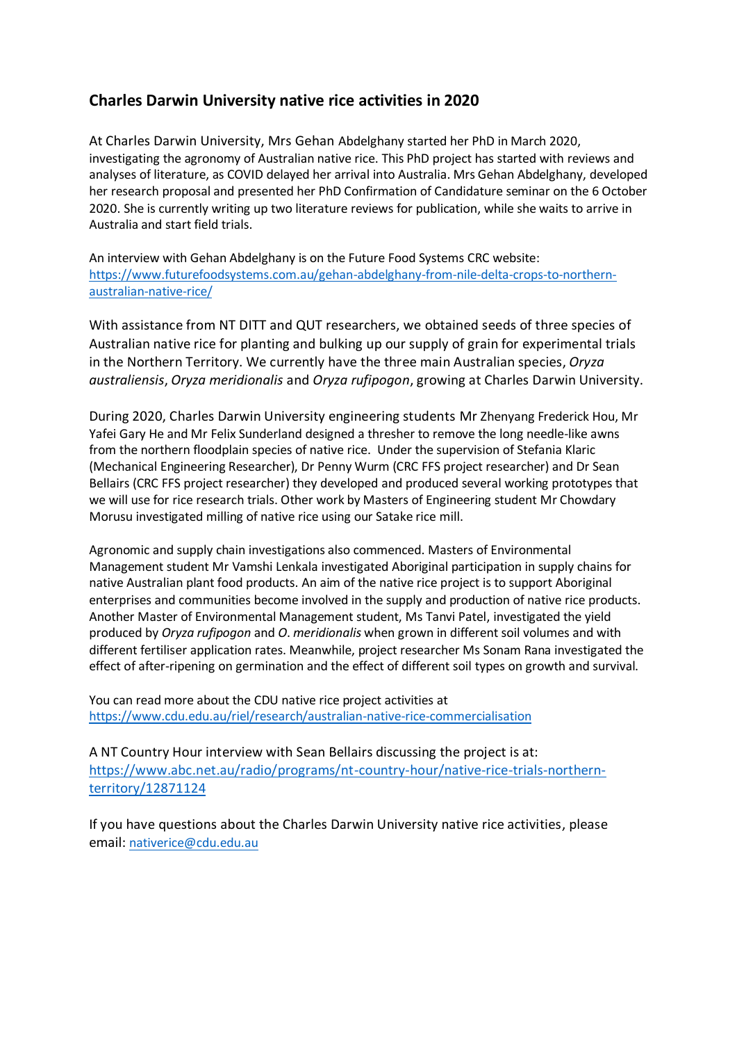## Charles Darwin University native rice activities in 2020

At Charles Darwin University, Mrs Gehan Abdelghany started her PhD in March 2020, investigating the agronomy of Australian native rice. This PhD project has started with reviews and analyses of literature, as COVID delayed her arrival into Australia. Mrs Gehan Abdelghany, developed her research proposal and presented her PhD Confirmation of Candidature seminar on the 6 October 2020. She is currently writing up two literature reviews for publication, while she waits to arrive in Australia and start field trials.

An interview with Gehan Abdelghany is on the Future Food Systems CRC website: [https://www.futurefoodsystems.com.au/gehan-abdelghany-from-nile-delta-crops-to-northern-australian-native-rice/](https://www.futurefoodsystems.com.au/gehan-abdelghany-from-nile-delta-crops-to-northern-australian-native-rice/)

With assistance from NT DITT and QUT researchers, we obtained seeds of three species of Australian native rice for planting and bulking up our supply of grain for experimental trials in the Northern Territory. We currently have the three main Australian species, *Oryza australiensis*, *Oryza meridionalis* and *Oryza rufipogon*, growing at Charles Darwin University.

During 2020, Charles Darwin University engineering students Mr Zhenyang Frederick Hou, Mr Yafei Gary He and Mr Felix Sunderland designed a thresher to remove the long needle-like awns from the northern floodplain species of native rice. Under the supervision of Stefania Klaric (Mechanical Engineering Researcher), Dr Penny Wurm (CRC FFS project researcher) and Dr Sean Bellairs (CRC FFS project researcher) they developed and produced several working prototypes that we will use for rice research trials. Other work by Masters of Engineering student Mr Chowdary Morusu investigated milling of native rice using our Satake rice mill.

Agronomic and supply chain investigations also commenced. Masters of Environmental Management student Mr Vamshi Lenkala investigated Aboriginal participation in supply chains for native Australian plant food products. An aim of the native rice project is to support Aboriginal enterprises and communities become involved in the supply and production of native rice products. Another Master of Environmental Management student, Ms Tanvi Patel, investigated the yield produced by *Oryza rufipogon* and *O. meridionalis* when grown in different soil volumes and with different fertiliser application rates. Meanwhile, project researcher Ms Sonam Rana investigated the effect of after-ripening on germination and the effect of different soil types on growth and survival.

You can read more about the CDU native rice project activities at [https://www.cdu.edu.au/riel/research/australian-native-rice-commercialisation](https://www.cdu.edu.au/riel/research/australian-native-rice-commercialisation)

A NT Country Hour interview with Sean Bellairs discussing the project is at: [https://www.abc.net.au/radio/programs/nt-country-hour/native-rice-trials-northern-territory/12871124](https://www.abc.net.au/radio/programs/nt-country-hour/native-rice-trials-northern-territory/12871124)

If you have questions about the Charles Darwin University native rice activities, please email: [nativerice@cdu.edu.au](mailto:nativerice@cdu.edu.au)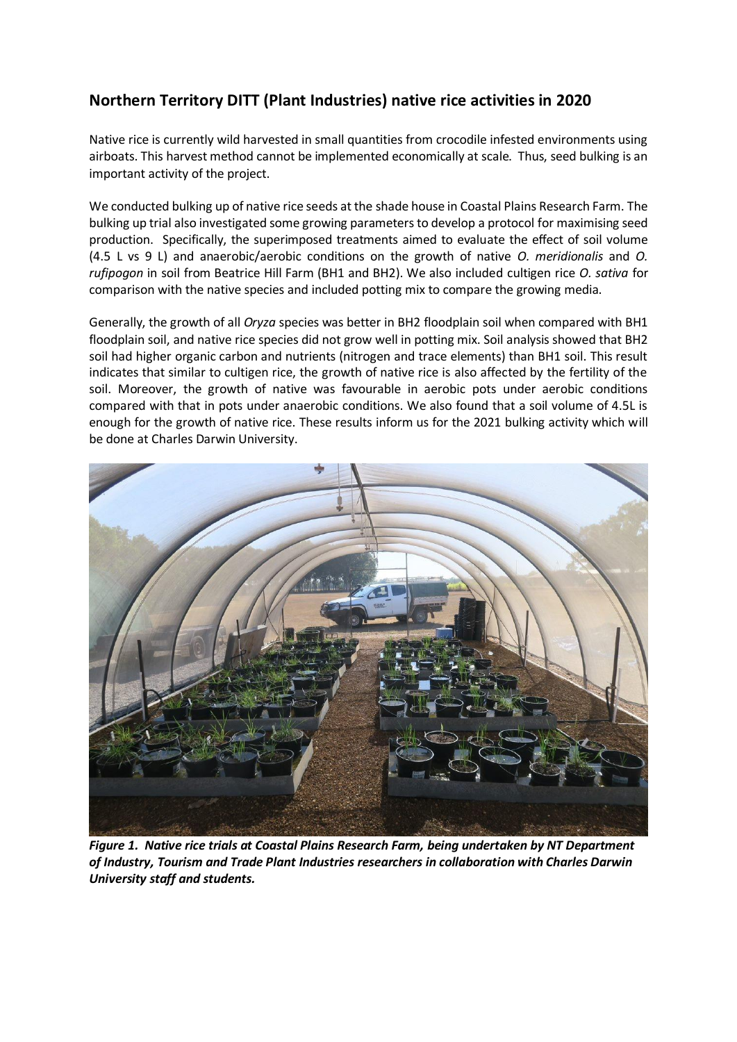## Northern Territory DITT (Plant Industries) native rice activities in 2020

Native rice is currently wild harvested in small quantities from crocodile infested environments using airboats. This harvest method cannot be implemented economically at scale. Thus, seed bulking is an important activity of the project.

We conducted bulking up of native rice seeds at the shade house in Coastal Plains Research Farm. The bulking up trial also investigated some growing parameters to develop a protocol for maximising seed production. Specifically, the superimposed treatments aimed to evaluate the effect of soil volume (4.5 L vs 9 L) and anaerobic/aerobic conditions on the growth of native *O. meridionalis* and *O. rufipogon* in soil from Beatrice Hill Farm (BH1 and BH2). We also included cultigen rice *O. sativa* for comparison with the native species and included potting mix to compare the growing media.

Generally, the growth of all *Oryza* species was better in BH2 floodplain soil when compared with BH1 floodplain soil, and native rice species did not grow well in potting mix. Soil analysis showed that BH2 soil had higher organic carbon and nutrients (nitrogen and trace elements) than BH1 soil. This result indicates that similar to cultigen rice, the growth of native rice is also affected by the fertility of the soil. Moreover, the growth of native was favourable in aerobic pots under aerobic conditions compared with that in pots under anaerobic conditions. We also found that a soil volume of 4.5L is enough for the growth of native rice. These results inform us for the 2021 bulking activity which will be done at Charles Darwin University.

***Figure 1. Native rice trials at Coastal Plains Research Farm, being undertaken by NT Department of Industry, Tourism and Trade Plant Industries researchers in collaboration with Charles Darwin University staff and students.***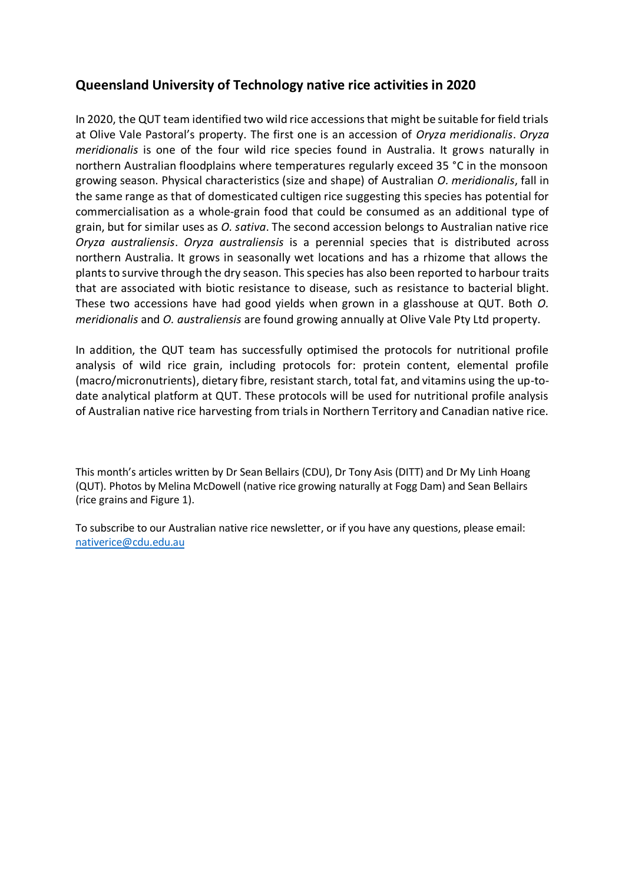## Queensland University of Technology native rice activities in 2020

In 2020, the QUT team identified two wild rice accessions that might be suitable for field trials at Olive Vale Pastoral's property. The first one is an accession of *Oryza meridionalis*. *Oryza meridionalis* is one of the four wild rice species found in Australia. It grows naturally in northern Australian floodplains where temperatures regularly exceed 35 °C in the monsoon growing season. Physical characteristics (size and shape) of Australian *O. meridionalis*, fall in the same range as that of domesticated cultigen rice suggesting this species has potential for commercialisation as a whole-grain food that could be consumed as an additional type of grain, but for similar uses as *O. sativa*. The second accession belongs to Australian native rice *Oryza australiensis*. *Oryza australiensis* is a perennial species that is distributed across northern Australia. It grows in seasonally wet locations and has a rhizome that allows the plants to survive through the dry season. This species has also been reported to harbour traits that are associated with biotic resistance to disease, such as resistance to bacterial blight. These two accessions have had good yields when grown in a glasshouse at QUT. Both *O. meridionalis* and *O. australiensis* are found growing annually at Olive Vale Pty Ltd property.

In addition, the QUT team has successfully optimised the protocols for nutritional profile analysis of wild rice grain, including protocols for: protein content, elemental profile (macro/micronutrients), dietary fibre, resistant starch, total fat, and vitamins using the up-to-date analytical platform at QUT. These protocols will be used for nutritional profile analysis of Australian native rice harvesting from trials in Northern Territory and Canadian native rice.

This month's articles written by Dr Sean Bellairs (CDU), Dr Tony Asis (DITT) and Dr My Linh Hoang (QUT). Photos by Melina McDowell (native rice growing naturally at Fogg Dam) and Sean Bellairs (rice grains and Figure 1).

To subscribe to our Australian native rice newsletter, or if you have any questions, please email: nativerice@cdu.edu.au